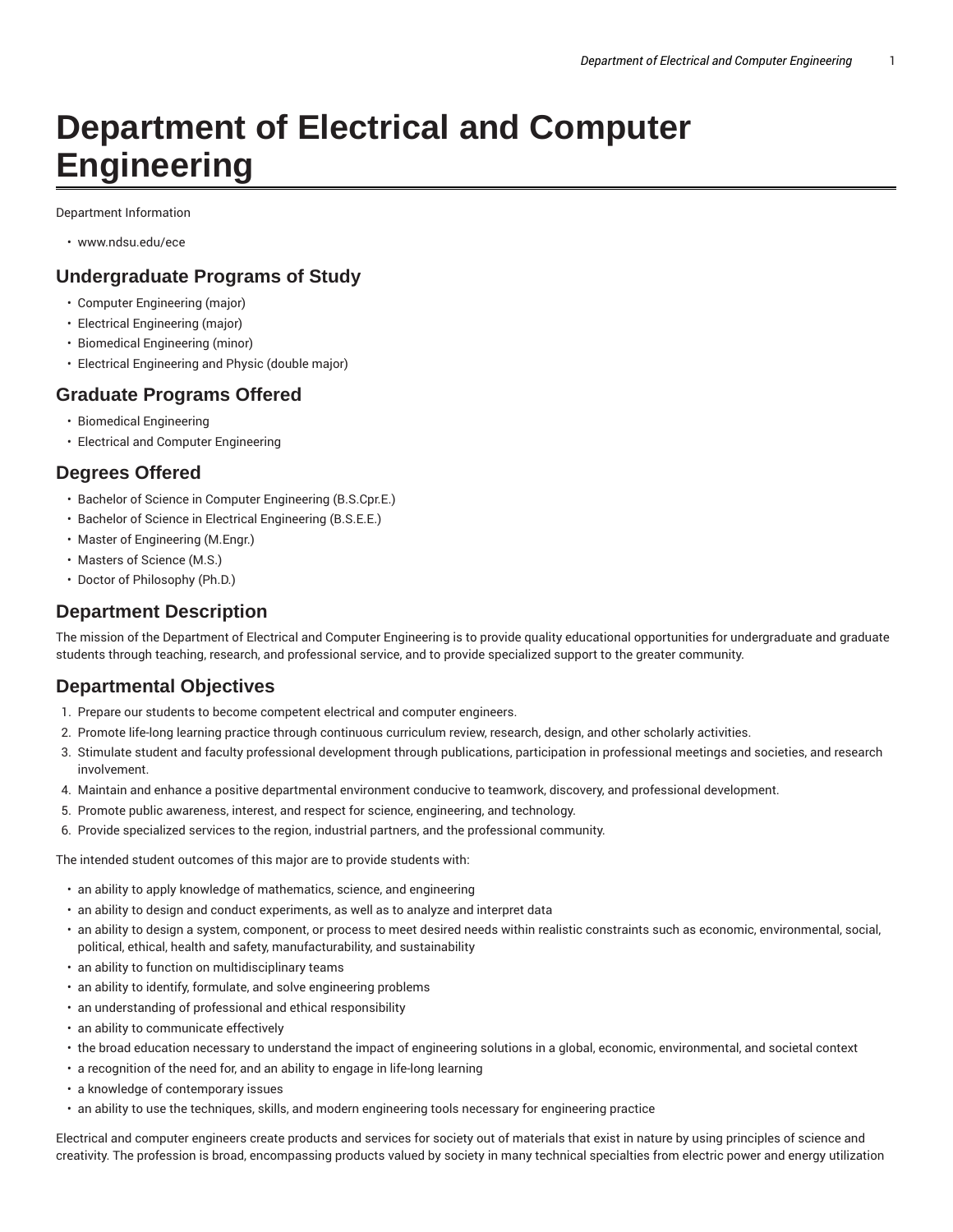# Department of Electrical and Computer Engineering

Department Information

- www.ndsu.edu/ece

## Undergraduate Programs of Study

- Computer Engineering (major)
- Electrical Engineering (major)
- Biomedical Engineering (minor)
- Electrical Engineering and Physic (double major)

## Graduate Programs Offered

- Biomedical Engineering
- Electrical and Computer Engineering

## Degrees Offered

- Bachelor of Science in Computer Engineering (B.S.Cpr.E.)
- Bachelor of Science in Electrical Engineering (B.S.E.E.)
- Master of Engineering (M.Engr.)
- Masters of Science (M.S.)
- Doctor of Philosophy (Ph.D.)

## Department Description

The mission of the Department of Electrical and Computer Engineering is to provide quality educational opportunities for undergraduate and graduate students through teaching, research, and professional service, and to provide specialized support to the greater community.

## Departmental Objectives

1. Prepare our students to become competent electrical and computer engineers.
2. Promote life-long learning practice through continuous curriculum review, research, design, and other scholarly activities.
3. Stimulate student and faculty professional development through publications, participation in professional meetings and societies, and research involvement.
4. Maintain and enhance a positive departmental environment conducive to teamwork, discovery, and professional development.
5. Promote public awareness, interest, and respect for science, engineering, and technology.
6. Provide specialized services to the region, industrial partners, and the professional community.

The intended student outcomes of this major are to provide students with:

- an ability to apply knowledge of mathematics, science, and engineering
- an ability to design and conduct experiments, as well as to analyze and interpret data
- an ability to design a system, component, or process to meet desired needs within realistic constraints such as economic, environmental, social, political, ethical, health and safety, manufacturability, and sustainability
- an ability to function on multidisciplinary teams
- an ability to identify, formulate, and solve engineering problems
- an understanding of professional and ethical responsibility
- an ability to communicate effectively
- the broad education necessary to understand the impact of engineering solutions in a global, economic, environmental, and societal context
- a recognition of the need for, and an ability to engage in life-long learning
- a knowledge of contemporary issues
- an ability to use the techniques, skills, and modern engineering tools necessary for engineering practice

Electrical and computer engineers create products and services for society out of materials that exist in nature by using principles of science and creativity. The profession is broad, encompassing products valued by society in many technical specialties from electric power and energy utilization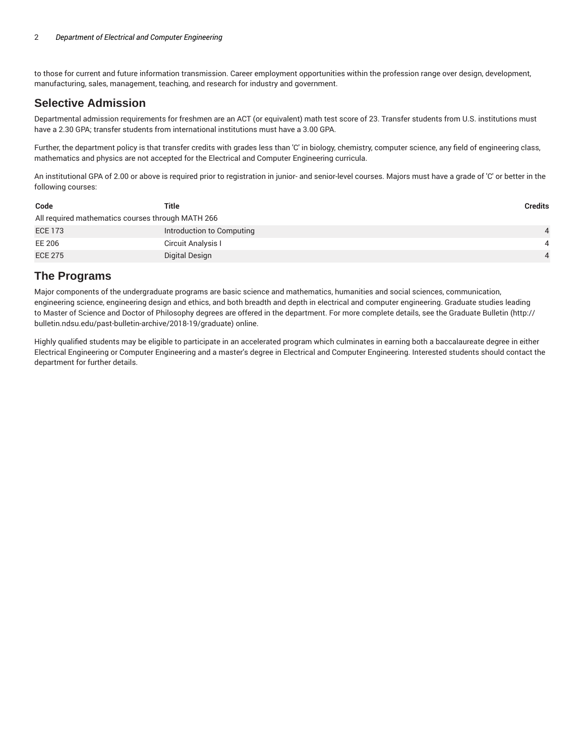to those for current and future information transmission. Career employment opportunities within the profession range over design, development, manufacturing, sales, management, teaching, and research for industry and government.

## Selective Admission

Departmental admission requirements for freshmen are an ACT (or equivalent) math test score of 23. Transfer students from U.S. institutions must have a 2.30 GPA; transfer students from international institutions must have a 3.00 GPA.

Further, the department policy is that transfer credits with grades less than 'C' in biology, chemistry, computer science, any field of engineering class, mathematics and physics are not accepted for the Electrical and Computer Engineering curricula.

An institutional GPA of 2.00 or above is required prior to registration in junior- and senior-level courses. Majors must have a grade of 'C' or better in the following courses:

| Code | Title | Credits |
|---|---|---|
| All required mathematics courses through MATH 266 | | |
| ECE 173 | Introduction to Computing | 4 |
| EE 206 | Circuit Analysis I | 4 |
| ECE 275 | Digital Design | 4 |

## The Programs

Major components of the undergraduate programs are basic science and mathematics, humanities and social sciences, communication, engineering science, engineering design and ethics, and both breadth and depth in electrical and computer engineering. Graduate studies leading to Master of Science and Doctor of Philosophy degrees are offered in the department. For more complete details, see the Graduate Bulletin (http://bulletin.ndsu.edu/past-bulletin-archive/2018-19/graduate) online.

Highly qualified students may be eligible to participate in an accelerated program which culminates in earning both a baccalaureate degree in either Electrical Engineering or Computer Engineering and a master's degree in Electrical and Computer Engineering. Interested students should contact the department for further details.